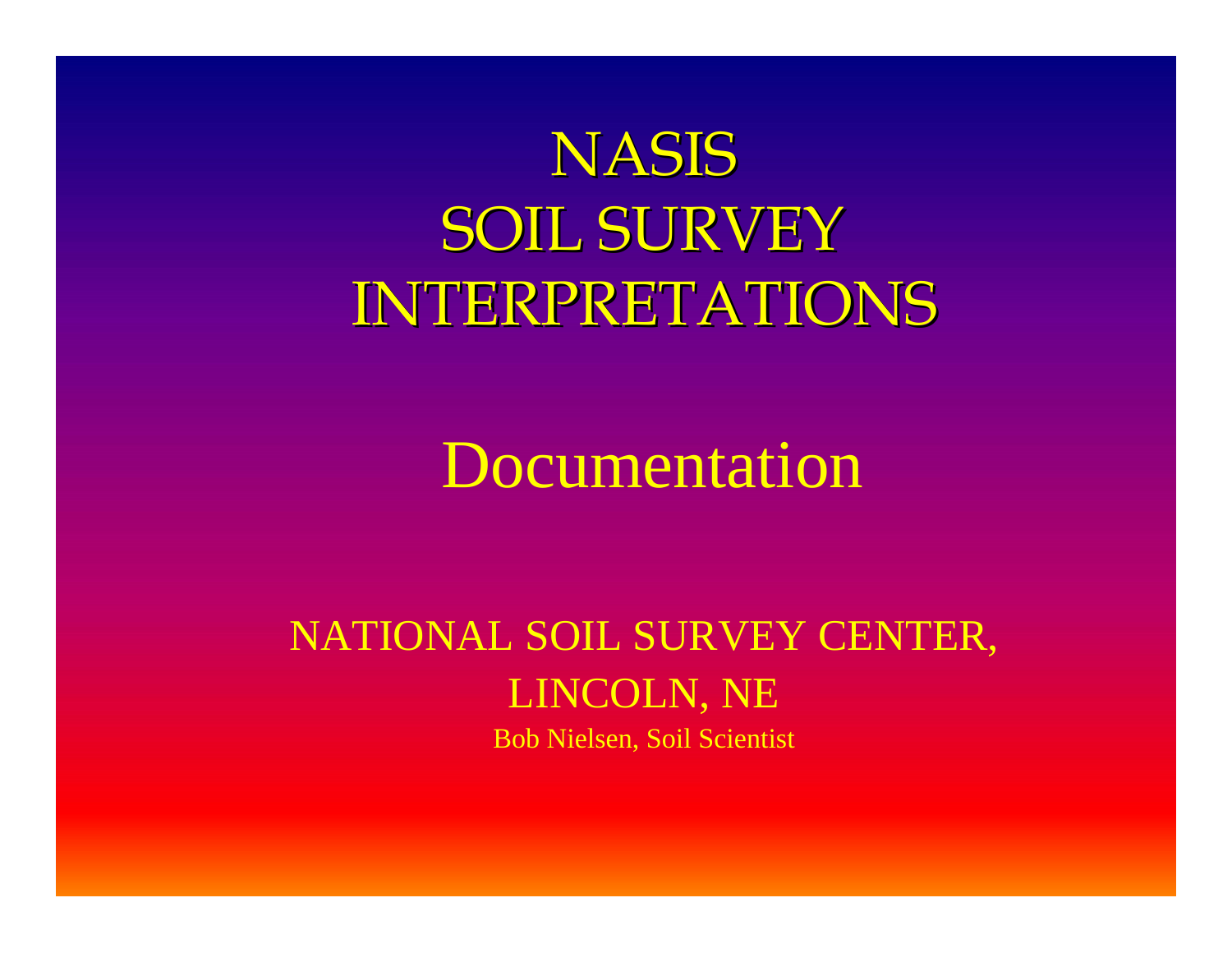# NASIS SOIL SURVEY INTERPRETATIONS

## Documentation

NATIONAL SOIL SURVEY CENTER, LINCOLN, NE

Bob Nielsen, Soil Scientist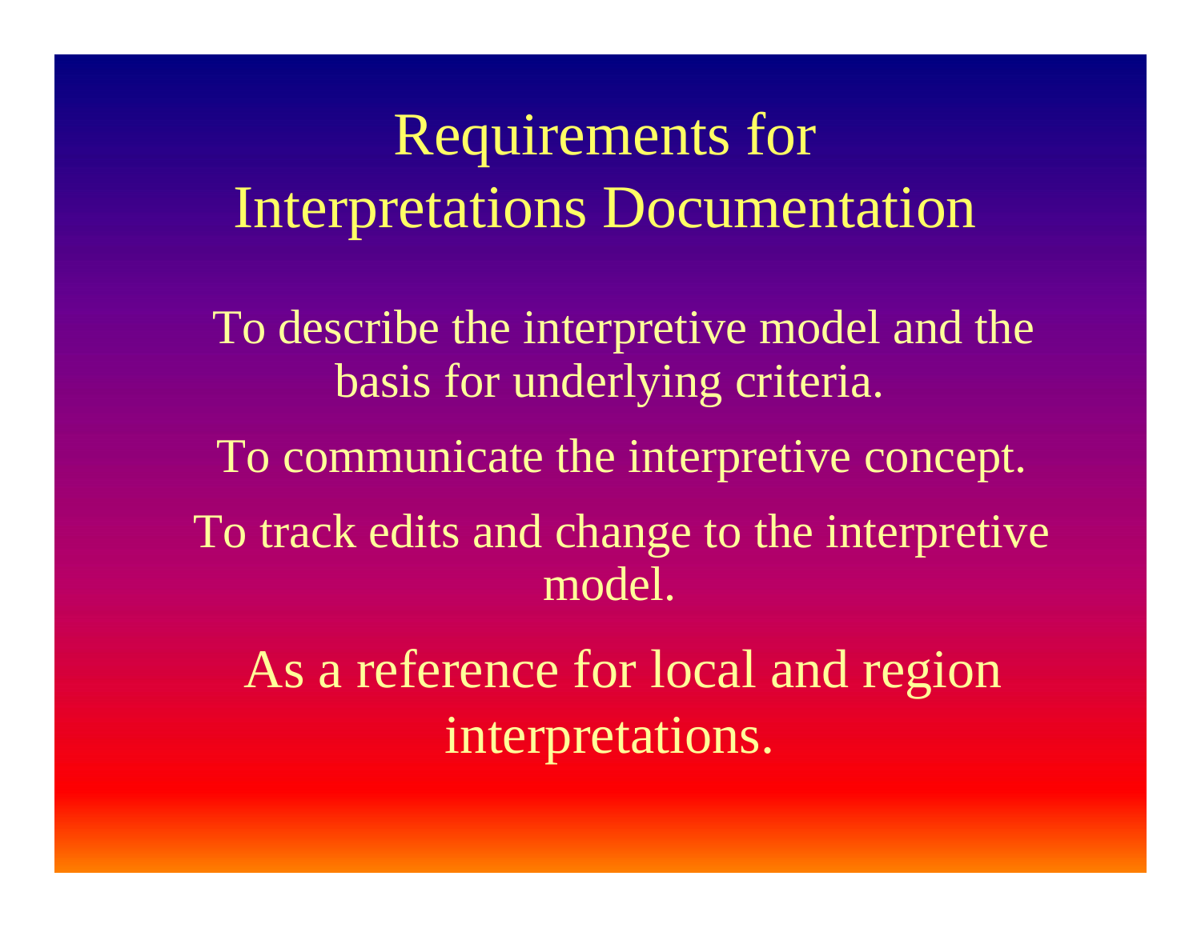# Requirements for Interpretations Documentation

To describe the interpretive model and the basis for underlying criteria.

To communicate the interpretive concept.

To track edits and change to the interpretive model.

As a reference for local and region interpretations.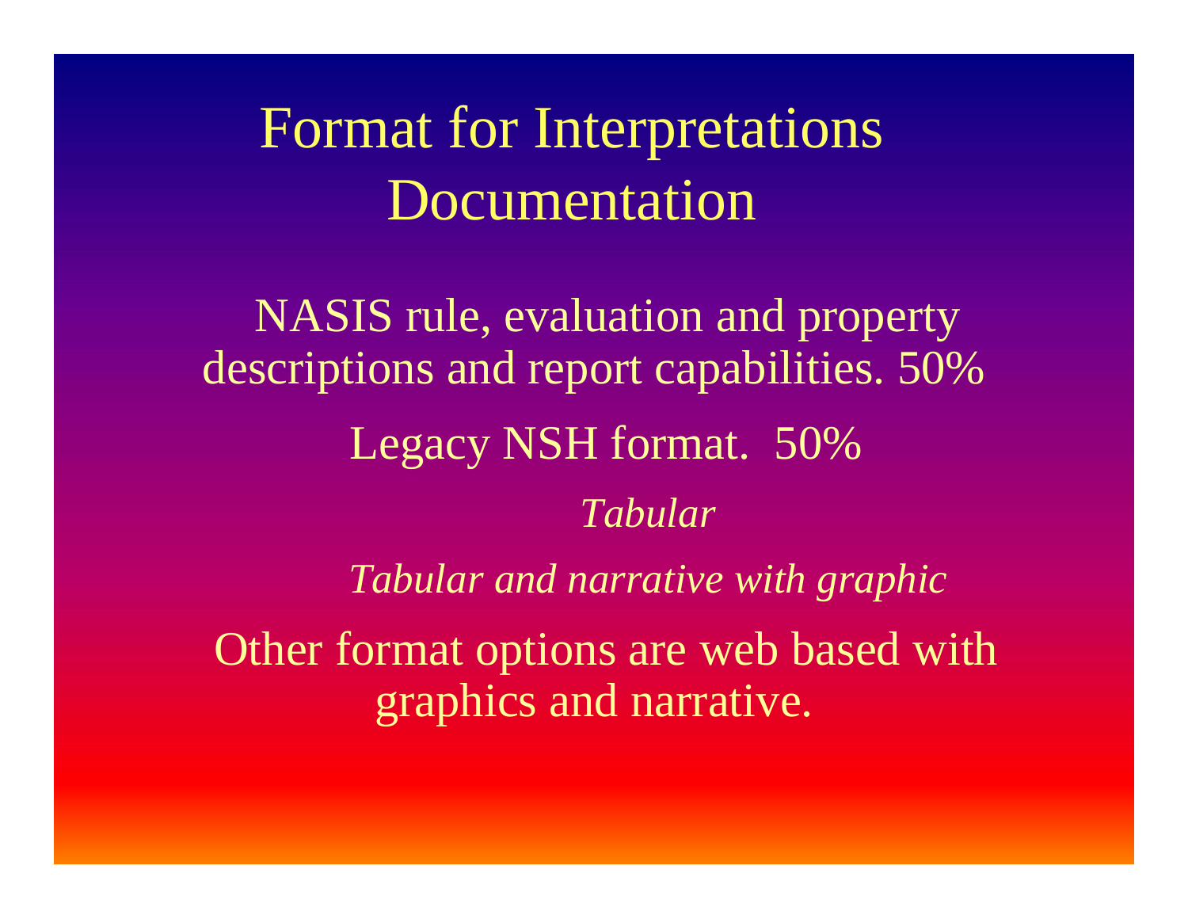# Format for Interpretations Documentation

NASIS rule, evaluation and property descriptions and report capabilities. 50%

Legacy NSH format. 50%

*Tabular*

*Tabular and narrative with graphic*

Other format options are web based with graphics and narrative.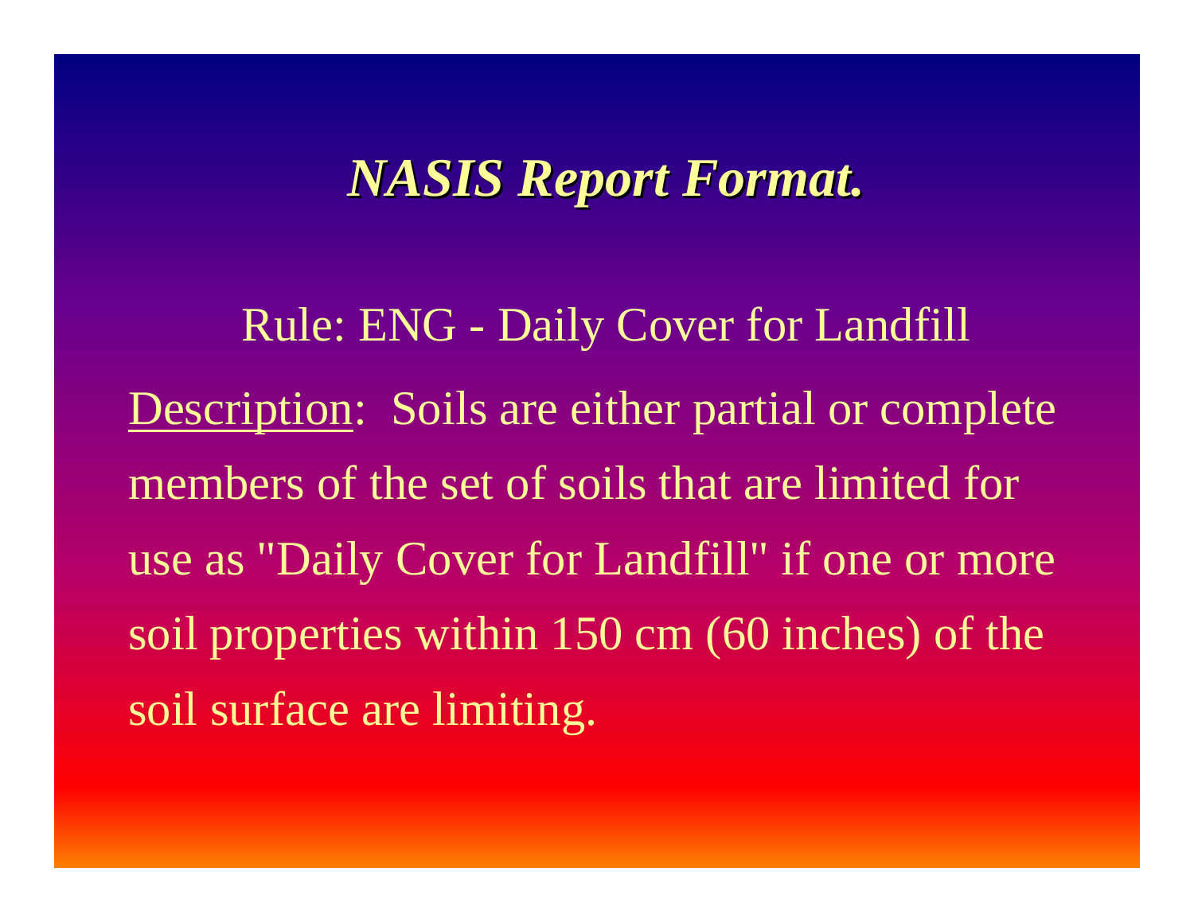# *NASIS Report Format.*

Rule: ENG - Daily Cover for Landfill

Description: Soils are either partial or complete members of the set of soils that are limited for use as "Daily Cover for Landfill" if one or more soil properties within 150 cm (60 inches) of the soil surface are limiting.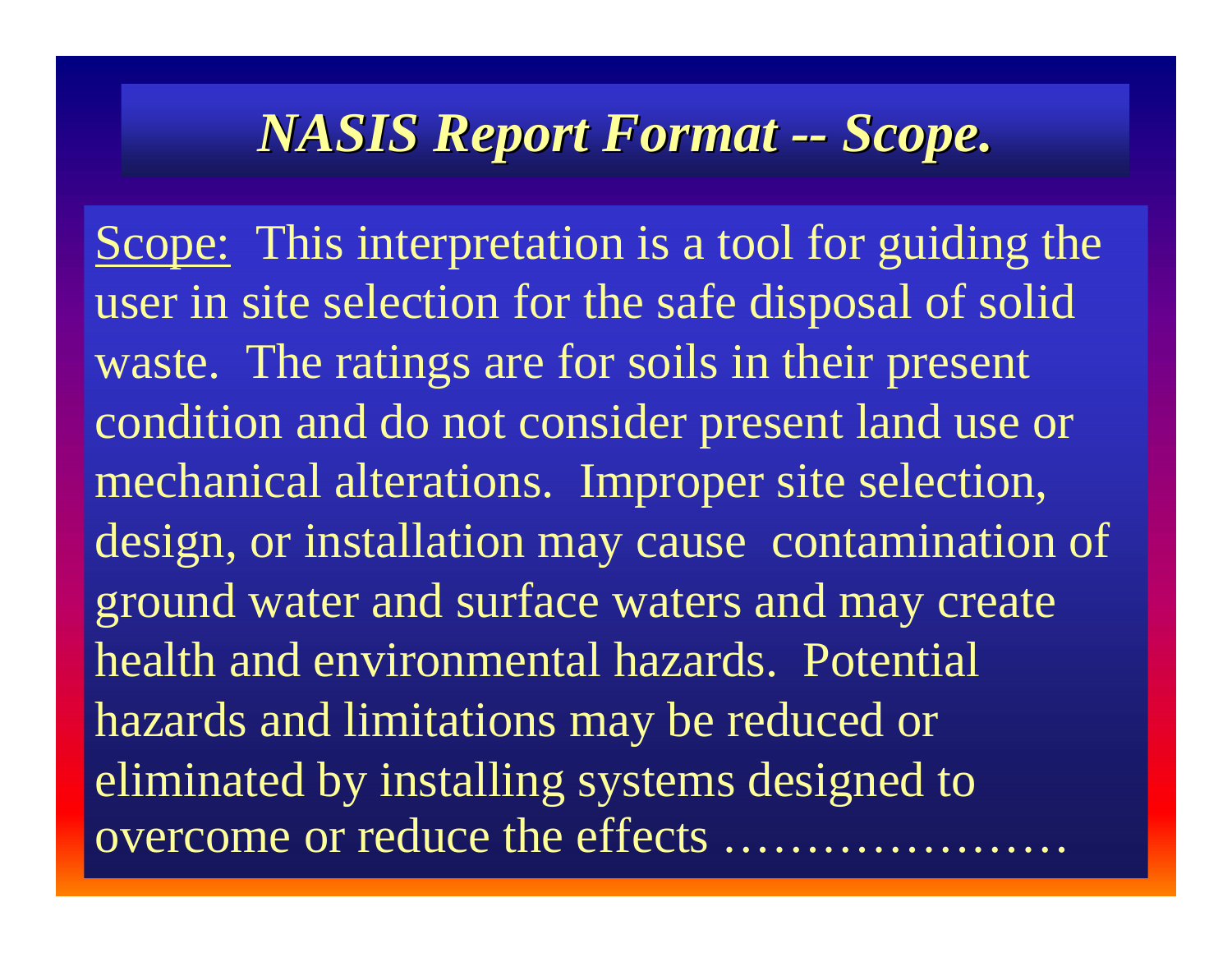# *NASIS Report Format -- Scope.*

Scope: This interpretation is a tool for guiding the user in site selection for the safe disposal of solid waste. The ratings are for soils in their present condition and do not consider present land use or mechanical alterations. Improper site selection, design, or installation may cause contamination of ground water and surface waters and may create health and environmental hazards. Potential hazards and limitations may be reduced or eliminated by installing systems designed to overcome or reduce the effects …………………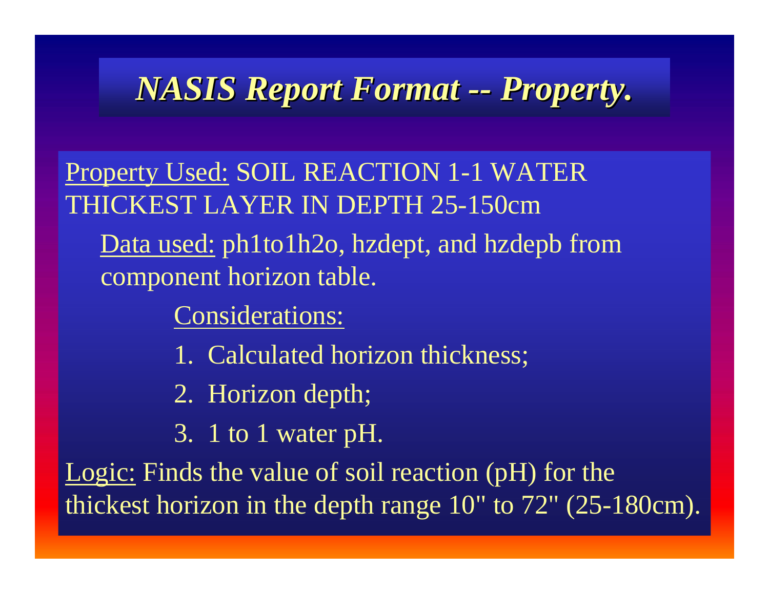# *NASIS Report Format -- Property.*

Property Used: SOIL REACTION 1-1 WATER THICKEST LAYER IN DEPTH 25-150cm

Data used: ph1to1h2o, hzdept, and hzdepb from component horizon table.

Considerations:

1. Calculated horizon thickness;
2. Horizon depth;
3. 1 to 1 water pH.

Logic: Finds the value of soil reaction (pH) for the thickest horizon in the depth range 10" to 72" (25-180cm).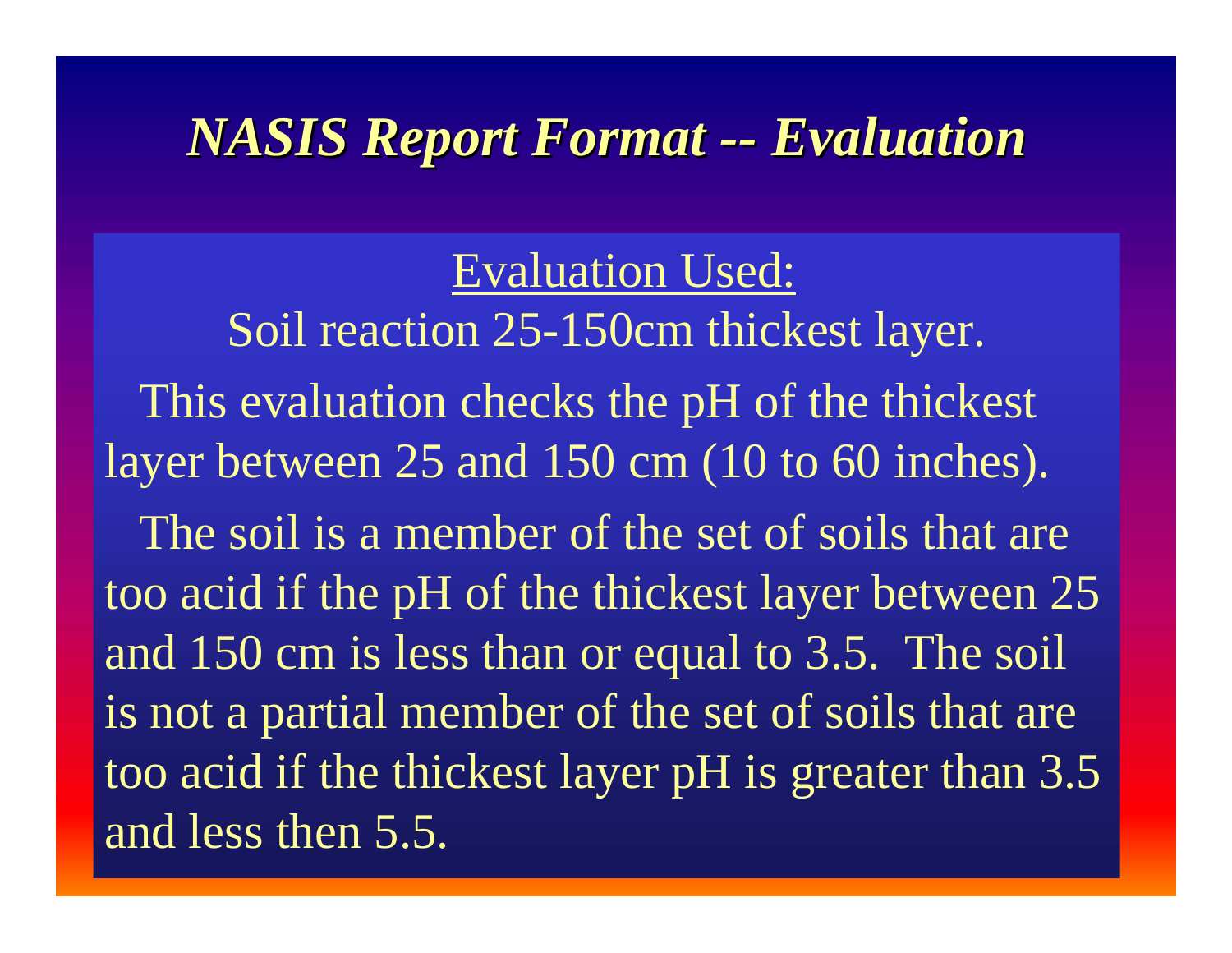# *NASIS Report Format -- Evaluation*

<u>Evaluation Used:</u>

Soil reaction 25-150cm thickest layer.

This evaluation checks the pH of the thickest layer between 25 and 150 cm (10 to 60 inches).

The soil is a member of the set of soils that are too acid if the pH of the thickest layer between 25 and 150 cm is less than or equal to 3.5. The soil is not a partial member of the set of soils that are too acid if the thickest layer pH is greater than 3.5 and less then 5.5.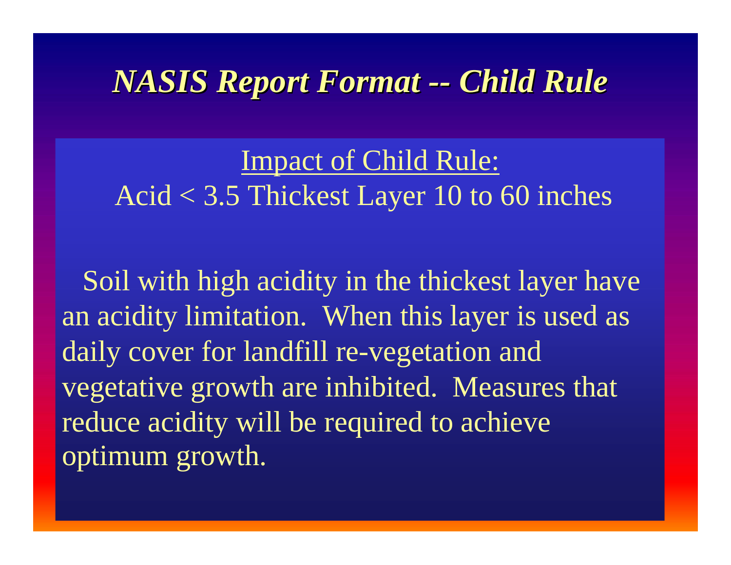# *NASIS Report Format -- Child Rule*

Impact of Child Rule:

Acid < 3.5 Thickest Layer 10 to 60 inches

Soil with high acidity in the thickest layer have an acidity limitation. When this layer is used as daily cover for landfill re-vegetation and vegetative growth are inhibited. Measures that reduce acidity will be required to achieve optimum growth.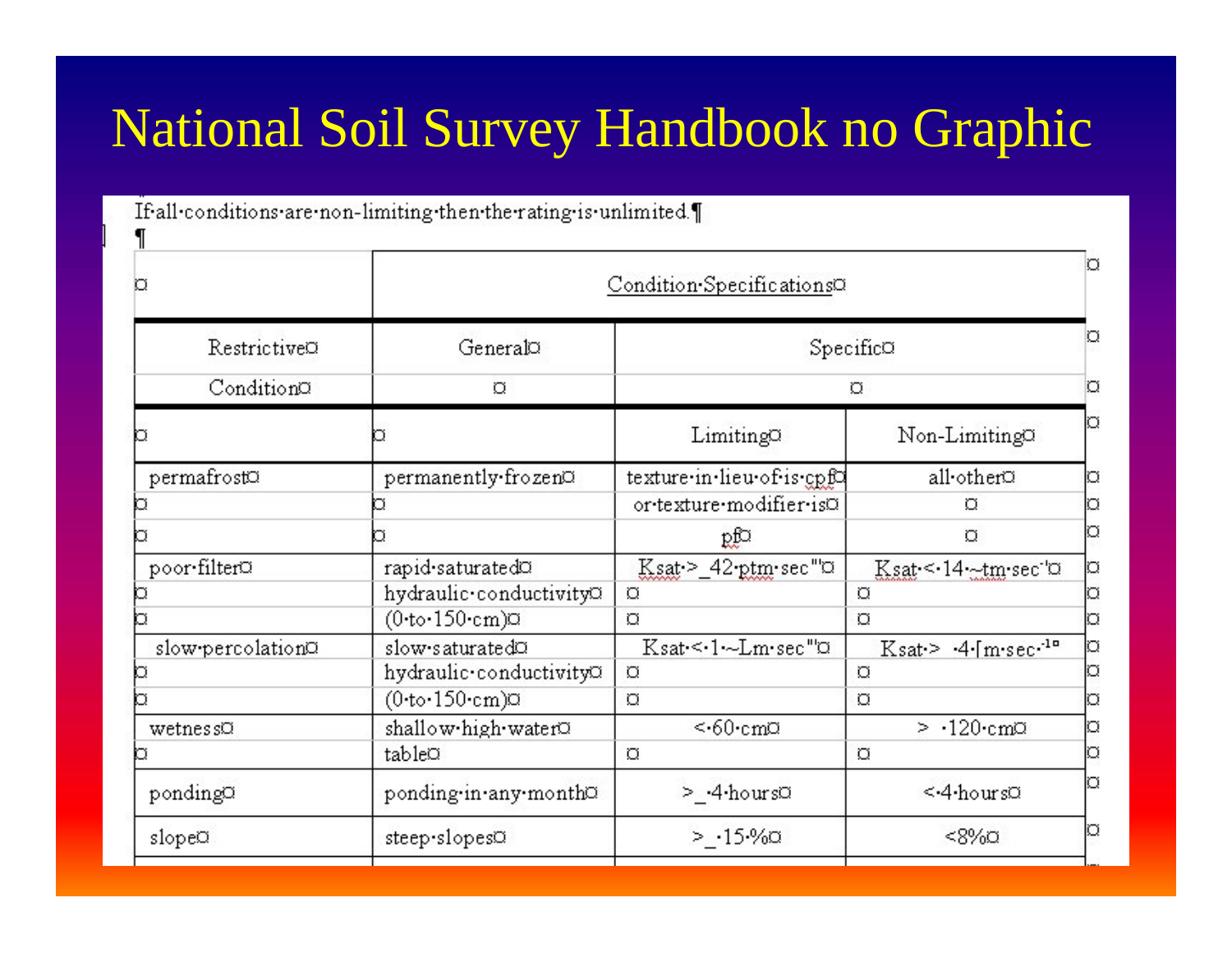# National Soil Survey Handbook no Graphic

If all conditions are non-limiting then the rating is unlimited.

| | Condition Specifications | | |
|---|---|---|---|
| Restrictive Condition | General | Specific | |
| | | Limiting | Non-Limiting |
| permafrost | permanently frozen | texture in lieu of is cpf or texture modifier is pf | all other |
| poor filter | rapid saturated hydraulic conductivity (0 to 150 cm) | Ksat >_ 42 ptm sec" | Ksat < 14 ~tm sec' |
| slow percolation | slow saturated hydraulic conductivity (0 to 150 cm) | Ksat < 1 ~Lm sec" | Ksat > 4 [m sec-1" |
| wetness | shallow high water table | < 60 cm | > 120 cm |
| ponding | ponding in any month | >_ 4 hours | < 4 hours |
| slope | steep slopes | >_ 15 % | <8% |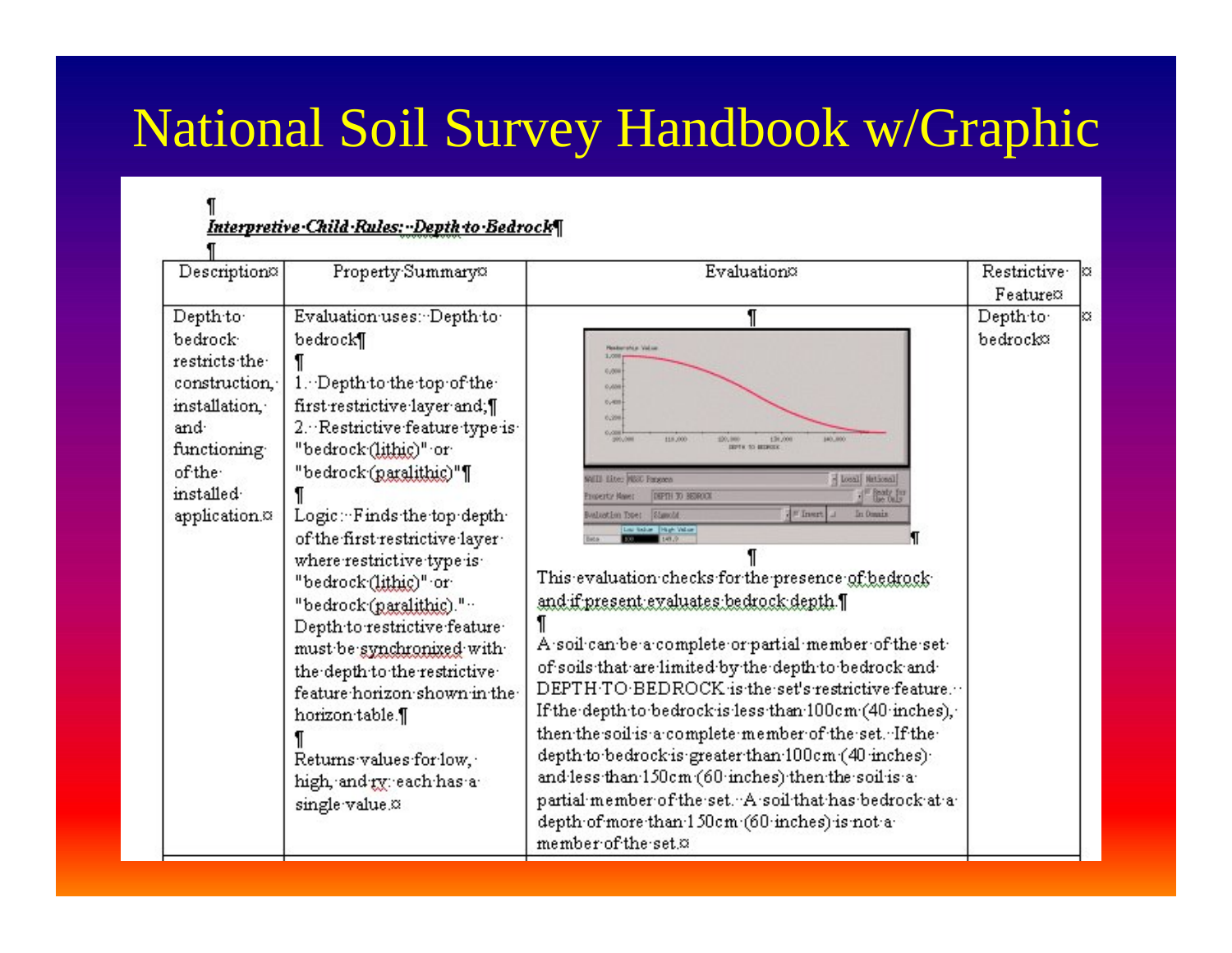# National Soil Survey Handbook w/Graphic

***Interpretive Child Rules: Depth to Bedrock***

| Description | Property Summary | Evaluation | Restrictive Feature |
|---|---|---|---|
| Depth to bedrock restricts the construction, installation, and functioning of the installed application. | Evaluation uses: Depth to bedrock<br><br>1. Depth to the top of the first restrictive layer and;<br>2. Restrictive feature type is "bedrock (lithic)" or "bedrock (paralithic)"<br><br>Logic: Finds the top depth of the first restrictive layer where restrictive type is "bedrock (lithic)" or "bedrock (paralithic)." Depth to restrictive feature must be synchronized with the depth to the restrictive feature horizon shown in the horizon table.<br><br>Returns values for low, high, and rv: each has a single value. | This evaluation checks for the presence of bedrock and if present evaluates bedrock depth.<br><br>A soil can be a complete or partial member of the set of soils that are limited by the depth to bedrock and DEPTH TO BEDROCK is the set's restrictive feature. If the depth to bedrock is less than 100cm (40 inches), then the soil is a complete member of the set. If the depth to bedrock is greater than 100cm (40 inches) and less than 150cm (60 inches) then the soil is a partial member of the set. A soil that has bedrock at a depth of more than 150cm (60 inches) is not a member of the set. | Depth to bedrock |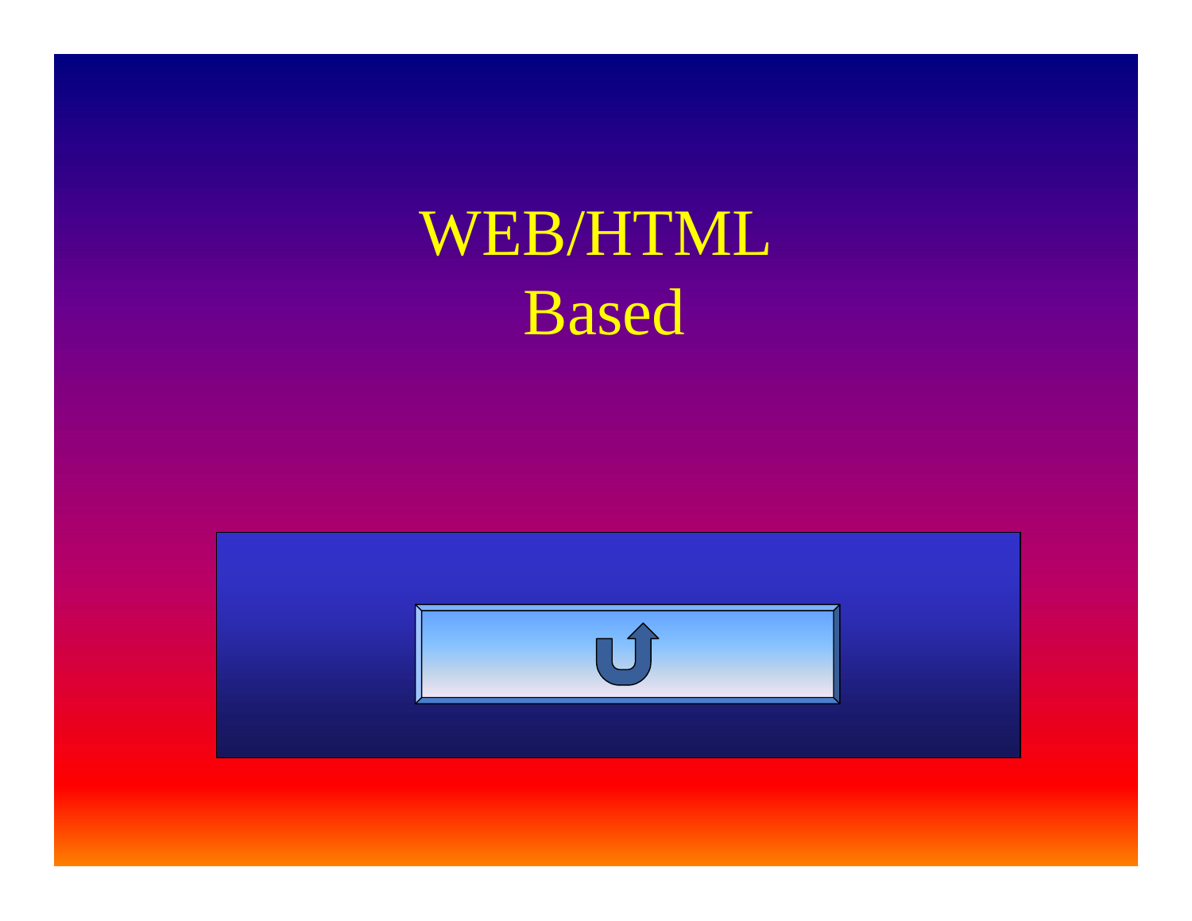# WEB/HTML Based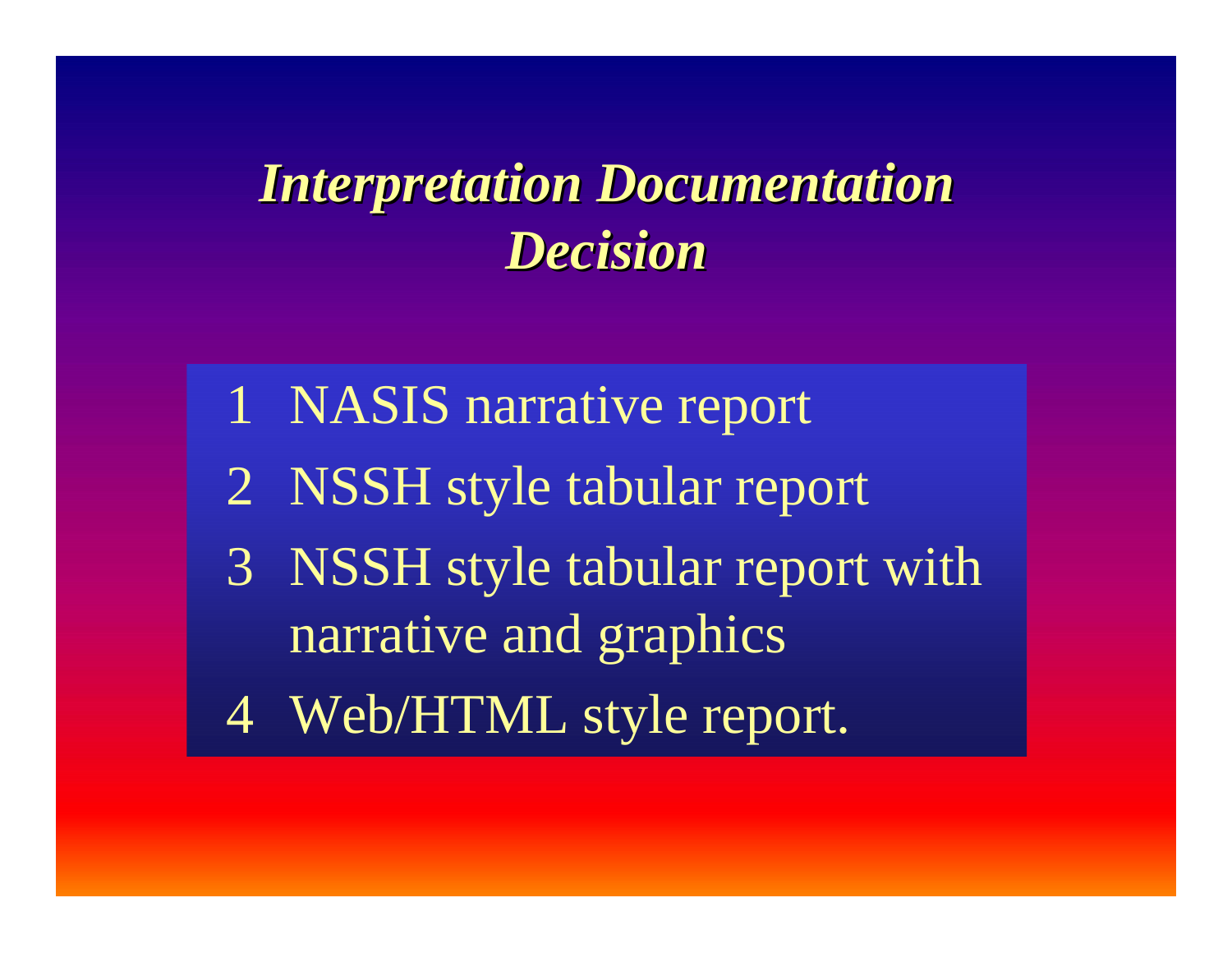# *Interpretation Documentation Decision*

1. NASIS narrative report
2. NSSH style tabular report
3. NSSH style tabular report with narrative and graphics
4. Web/HTML style report.